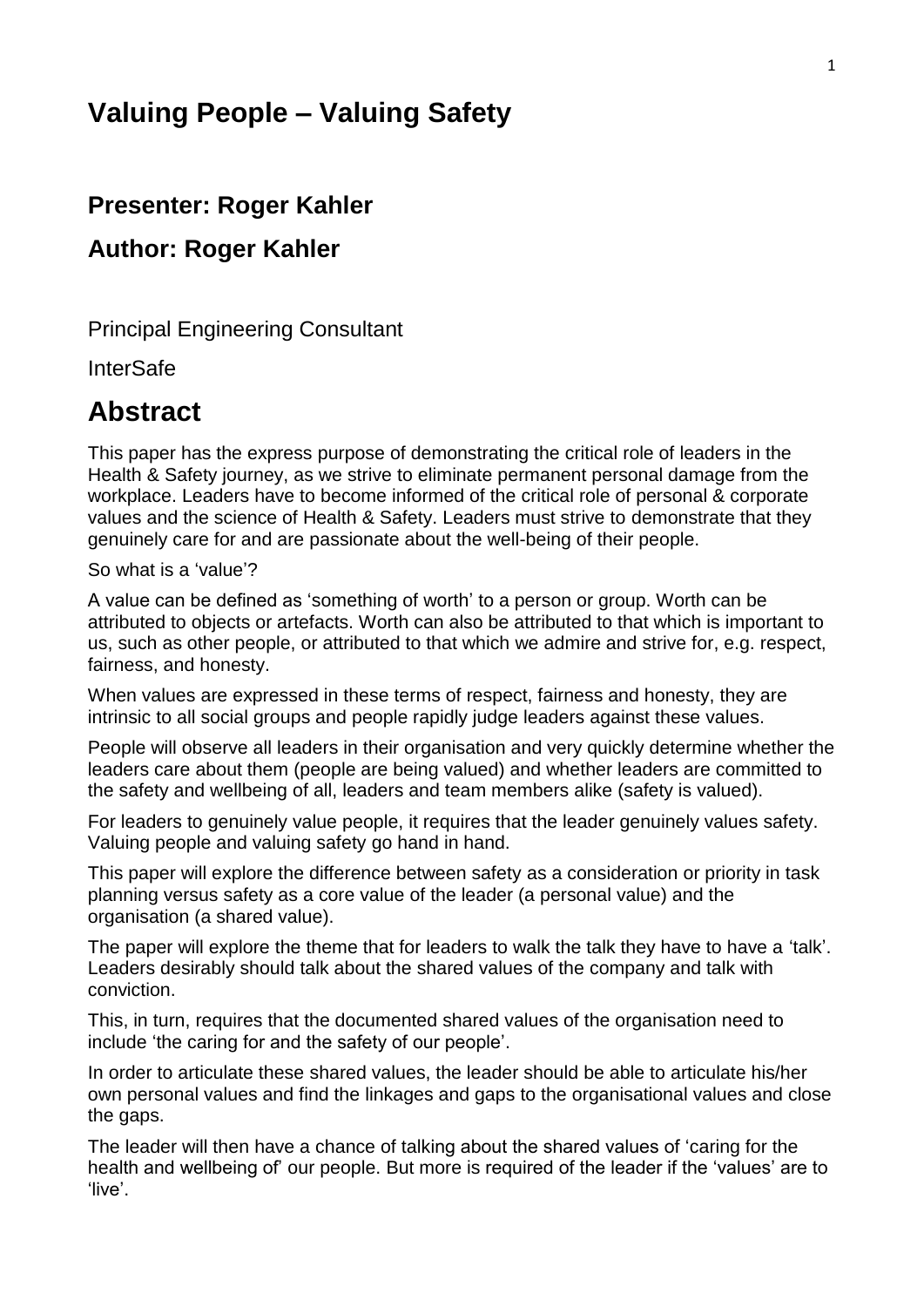# Valuing People – Valuing Safety

## Presenter: Roger Kahler

## Author: Roger Kahler

Principal Engineering Consultant

InterSafe

# Abstract

This paper has the express purpose of demonstrating the critical role of leaders in the Health & Safety journey, as we strive to eliminate permanent personal damage from the workplace. Leaders have to become informed of the critical role of personal & corporate values and the science of Health & Safety. Leaders must strive to demonstrate that they genuinely care for and are passionate about the well-being of their people.

So what is a 'value'?

A value can be defined as 'something of worth' to a person or group. Worth can be attributed to objects or artefacts. Worth can also be attributed to that which is important to us, such as other people, or attributed to that which we admire and strive for, e.g. respect, fairness, and honesty.

When values are expressed in these terms of respect, fairness and honesty, they are intrinsic to all social groups and people rapidly judge leaders against these values.

People will observe all leaders in their organisation and very quickly determine whether the leaders care about them (people are being valued) and whether leaders are committed to the safety and wellbeing of all, leaders and team members alike (safety is valued).

For leaders to genuinely value people, it requires that the leader genuinely values safety. Valuing people and valuing safety go hand in hand.

This paper will explore the difference between safety as a consideration or priority in task planning versus safety as a core value of the leader (a personal value) and the organisation (a shared value).

The paper will explore the theme that for leaders to walk the talk they have to have a 'talk'. Leaders desirably should talk about the shared values of the company and talk with conviction.

This, in turn, requires that the documented shared values of the organisation need to include 'the caring for and the safety of our people'.

In order to articulate these shared values, the leader should be able to articulate his/her own personal values and find the linkages and gaps to the organisational values and close the gaps.

The leader will then have a chance of talking about the shared values of 'caring for the health and wellbeing of' our people. But more is required of the leader if the 'values' are to 'live'.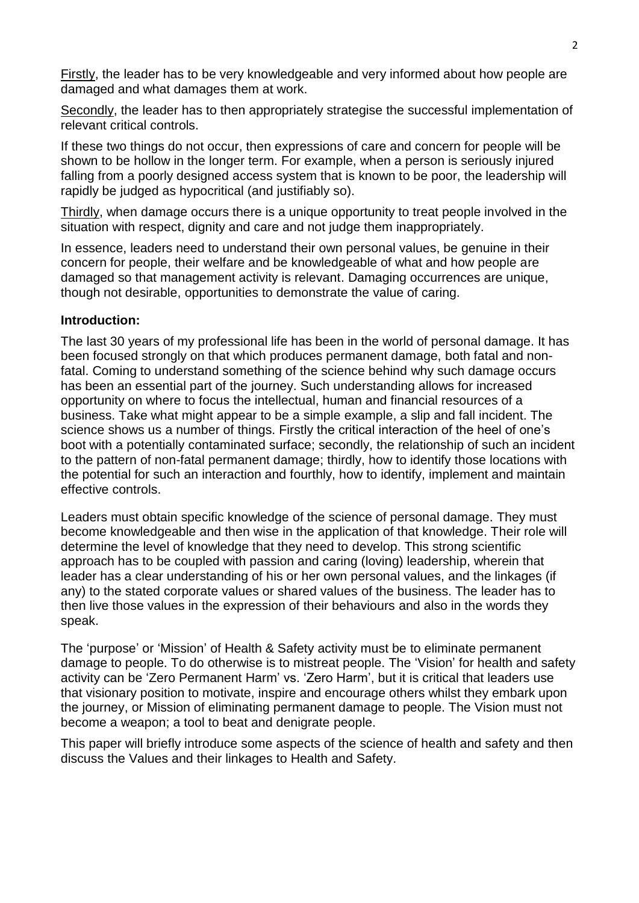Firstly, the leader has to be very knowledgeable and very informed about how people are damaged and what damages them at work.

Secondly, the leader has to then appropriately strategise the successful implementation of relevant critical controls.

If these two things do not occur, then expressions of care and concern for people will be shown to be hollow in the longer term. For example, when a person is seriously injured falling from a poorly designed access system that is known to be poor, the leadership will rapidly be judged as hypocritical (and justifiably so).

Thirdly, when damage occurs there is a unique opportunity to treat people involved in the situation with respect, dignity and care and not judge them inappropriately.

In essence, leaders need to understand their own personal values, be genuine in their concern for people, their welfare and be knowledgeable of what and how people are damaged so that management activity is relevant. Damaging occurrences are unique, though not desirable, opportunities to demonstrate the value of caring.

## Introduction:

The last 30 years of my professional life has been in the world of personal damage. It has been focused strongly on that which produces permanent damage, both fatal and non-fatal. Coming to understand something of the science behind why such damage occurs has been an essential part of the journey. Such understanding allows for increased opportunity on where to focus the intellectual, human and financial resources of a business. Take what might appear to be a simple example, a slip and fall incident. The science shows us a number of things. Firstly the critical interaction of the heel of one's boot with a potentially contaminated surface; secondly, the relationship of such an incident to the pattern of non-fatal permanent damage; thirdly, how to identify those locations with the potential for such an interaction and fourthly, how to identify, implement and maintain effective controls.

Leaders must obtain specific knowledge of the science of personal damage. They must become knowledgeable and then wise in the application of that knowledge. Their role will determine the level of knowledge that they need to develop. This strong scientific approach has to be coupled with passion and caring (loving) leadership, wherein that leader has a clear understanding of his or her own personal values, and the linkages (if any) to the stated corporate values or shared values of the business. The leader has to then live those values in the expression of their behaviours and also in the words they speak.

The 'purpose' or 'Mission' of Health & Safety activity must be to eliminate permanent damage to people. To do otherwise is to mistreat people. The 'Vision' for health and safety activity can be 'Zero Permanent Harm' vs. 'Zero Harm', but it is critical that leaders use that visionary position to motivate, inspire and encourage others whilst they embark upon the journey, or Mission of eliminating permanent damage to people. The Vision must not become a weapon; a tool to beat and denigrate people.

This paper will briefly introduce some aspects of the science of health and safety and then discuss the Values and their linkages to Health and Safety.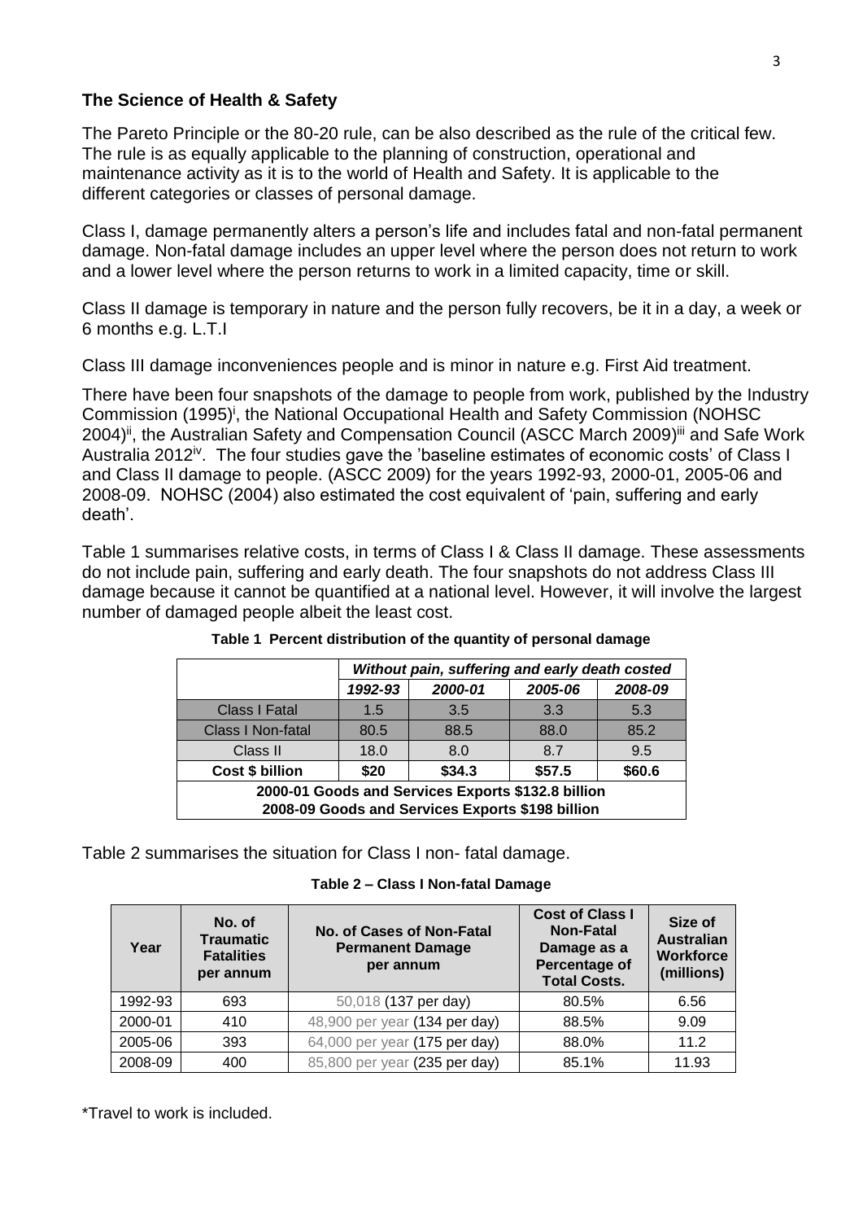### The Science of Health & Safety

The Pareto Principle or the 80-20 rule, can be also described as the rule of the critical few. The rule is as equally applicable to the planning of construction, operational and maintenance activity as it is to the world of Health and Safety. It is applicable to the different categories or classes of personal damage.

Class I, damage permanently alters a person's life and includes fatal and non-fatal permanent damage. Non-fatal damage includes an upper level where the person does not return to work and a lower level where the person returns to work in a limited capacity, time or skill.

Class II damage is temporary in nature and the person fully recovers, be it in a day, a week or 6 months e.g. L.T.I

Class III damage inconveniences people and is minor in nature e.g. First Aid treatment.

There have been four snapshots of the damage to people from work, published by the Industry Commission (1995)[i], the National Occupational Health and Safety Commission (NOHSC 2004)[ii], the Australian Safety and Compensation Council (ASCC March 2009)[iii] and Safe Work Australia 2012[iv]. The four studies gave the 'baseline estimates of economic costs' of Class I and Class II damage to people. (ASCC 2009) for the years 1992-93, 2000-01, 2005-06 and 2008-09. NOHSC (2004) also estimated the cost equivalent of 'pain, suffering and early death'.

Table 1 summarises relative costs, in terms of Class I & Class II damage. These assessments do not include pain, suffering and early death. The four snapshots do not address Class III damage because it cannot be quantified at a national level. However, it will involve the largest number of damaged people albeit the least cost.

**Table 1 Percent distribution of the quantity of personal damage**

| | *Without pain, suffering and early death costed* | | | |
|---|---|---|---|---|
| | *1992-93* | *2000-01* | *2005-06* | *2008-09* |
| Class I Fatal | 1.5 | 3.5 | 3.3 | 5.3 |
| Class I Non-fatal | 80.5 | 88.5 | 88.0 | 85.2 |
| Class II | 18.0 | 8.0 | 8.7 | 9.5 |
| **Cost $ billion** | **$20** | **$34.3** | **$57.5** | **$60.6** |
| **2000-01 Goods and Services Exports $132.8 billion<br>2008-09 Goods and Services Exports $198 billion** | | | | |

Table 2 summarises the situation for Class I non- fatal damage.

**Table 2 – Class I Non-fatal Damage**

| Year | No. of Traumatic Fatalities per annum | No. of Cases of Non-Fatal Permanent Damage per annum | Cost of Class I Non-Fatal Damage as a Percentage of Total Costs. | Size of Australian Workforce (millions) |
|---|---|---|---|---|
| 1992-93 | 693 | 50,018 (137 per day) | 80.5% | 6.56 |
| 2000-01 | 410 | 48,900 per year (134 per day) | 88.5% | 9.09 |
| 2005-06 | 393 | 64,000 per year (175 per day) | 88.0% | 11.2 |
| 2008-09 | 400 | 85,800 per year (235 per day) | 85.1% | 11.93 |

*Travel to work is included.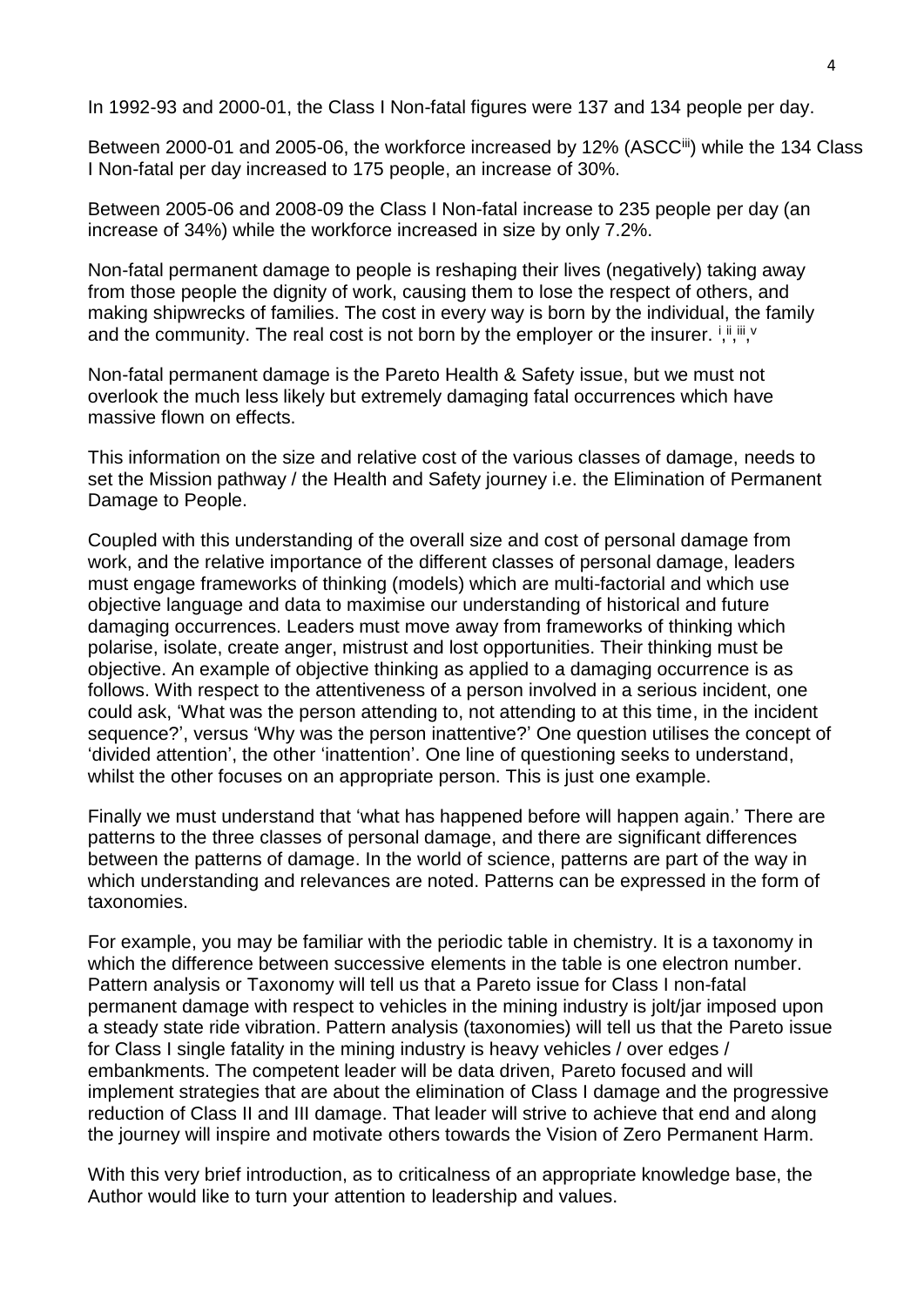In 1992-93 and 2000-01, the Class I Non-fatal figures were 137 and 134 people per day.

Between 2000-01 and 2005-06, the workforce increased by 12% (ASCC[iii]) while the 134 Class I Non-fatal per day increased to 175 people, an increase of 30%.

Between 2005-06 and 2008-09 the Class I Non-fatal increase to 235 people per day (an increase of 34%) while the workforce increased in size by only 7.2%.

Non-fatal permanent damage to people is reshaping their lives (negatively) taking away from those people the dignity of work, causing them to lose the respect of others, and making shipwrecks of families. The cost in every way is born by the individual, the family and the community. The real cost is not born by the employer or the insurer. [i,ii,iii,v]

Non-fatal permanent damage is the Pareto Health & Safety issue, but we must not overlook the much less likely but extremely damaging fatal occurrences which have massive flown on effects.

This information on the size and relative cost of the various classes of damage, needs to set the Mission pathway / the Health and Safety journey i.e. the Elimination of Permanent Damage to People.

Coupled with this understanding of the overall size and cost of personal damage from work, and the relative importance of the different classes of personal damage, leaders must engage frameworks of thinking (models) which are multi-factorial and which use objective language and data to maximise our understanding of historical and future damaging occurrences. Leaders must move away from frameworks of thinking which polarise, isolate, create anger, mistrust and lost opportunities. Their thinking must be objective. An example of objective thinking as applied to a damaging occurrence is as follows. With respect to the attentiveness of a person involved in a serious incident, one could ask, 'What was the person attending to, not attending to at this time, in the incident sequence?', versus 'Why was the person inattentive?' One question utilises the concept of 'divided attention', the other 'inattention'. One line of questioning seeks to understand, whilst the other focuses on an appropriate person. This is just one example.

Finally we must understand that 'what has happened before will happen again.' There are patterns to the three classes of personal damage, and there are significant differences between the patterns of damage. In the world of science, patterns are part of the way in which understanding and relevances are noted. Patterns can be expressed in the form of taxonomies.

For example, you may be familiar with the periodic table in chemistry. It is a taxonomy in which the difference between successive elements in the table is one electron number. Pattern analysis or Taxonomy will tell us that a Pareto issue for Class I non-fatal permanent damage with respect to vehicles in the mining industry is jolt/jar imposed upon a steady state ride vibration. Pattern analysis (taxonomies) will tell us that the Pareto issue for Class I single fatality in the mining industry is heavy vehicles / over edges / embankments. The competent leader will be data driven, Pareto focused and will implement strategies that are about the elimination of Class I damage and the progressive reduction of Class II and III damage. That leader will strive to achieve that end and along the journey will inspire and motivate others towards the Vision of Zero Permanent Harm.

With this very brief introduction, as to criticalness of an appropriate knowledge base, the Author would like to turn your attention to leadership and values.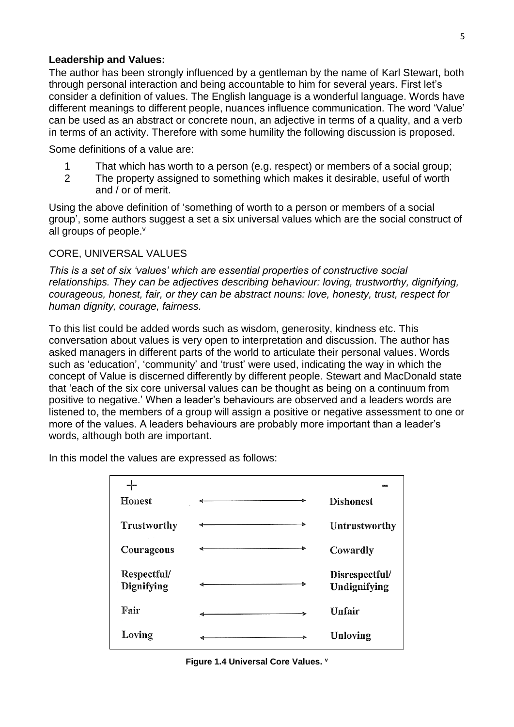**Leadership and Values:**

The author has been strongly influenced by a gentleman by the name of Karl Stewart, both through personal interaction and being accountable to him for several years. First let's consider a definition of values. The English language is a wonderful language. Words have different meanings to different people, nuances influence communication. The word 'Value' can be used as an abstract or concrete noun, an adjective in terms of a quality, and a verb in terms of an activity. Therefore with some humility the following discussion is proposed.

Some definitions of a value are:

1. That which has worth to a person (e.g. respect) or members of a social group;
2. The property assigned to something which makes it desirable, useful of worth and / or of merit.

Using the above definition of 'something of worth to a person or members of a social group', some authors suggest a set a six universal values which are the social construct of all groups of people.[v]

CORE, UNIVERSAL VALUES

*This is a set of six 'values' which are essential properties of constructive social relationships. They can be adjectives describing behaviour: loving, trustworthy, dignifying, courageous, honest, fair, or they can be abstract nouns: love, honesty, trust, respect for human dignity, courage, fairness.*

To this list could be added words such as wisdom, generosity, kindness etc. This conversation about values is very open to interpretation and discussion. The author has asked managers in different parts of the world to articulate their personal values. Words such as 'education', 'community' and 'trust' were used, indicating the way in which the concept of Value is discerned differently by different people. Stewart and MacDonald state that 'each of the six core universal values can be thought as being on a continuum from positive to negative.' When a leader's behaviours are observed and a leaders words are listened to, the members of a group will assign a positive or negative assessment to one or more of the values. A leaders behaviours are probably more important than a leader's words, although both are important.

In this model the values are expressed as follows:

| + | | - |
|---|---|---|
| Honest | ←——→ | Dishonest |
| Trustworthy | ←——→ | Untrustworthy |
| Courageous | ←——→ | Cowardly |
| Respectful/ Dignifying | ←——→ | Disrespectful/ Undignifying |
| Fair | ←——→ | Unfair |
| Loving | ←——→ | Unloving |

**Figure 1.4 Universal Core Values.** [v]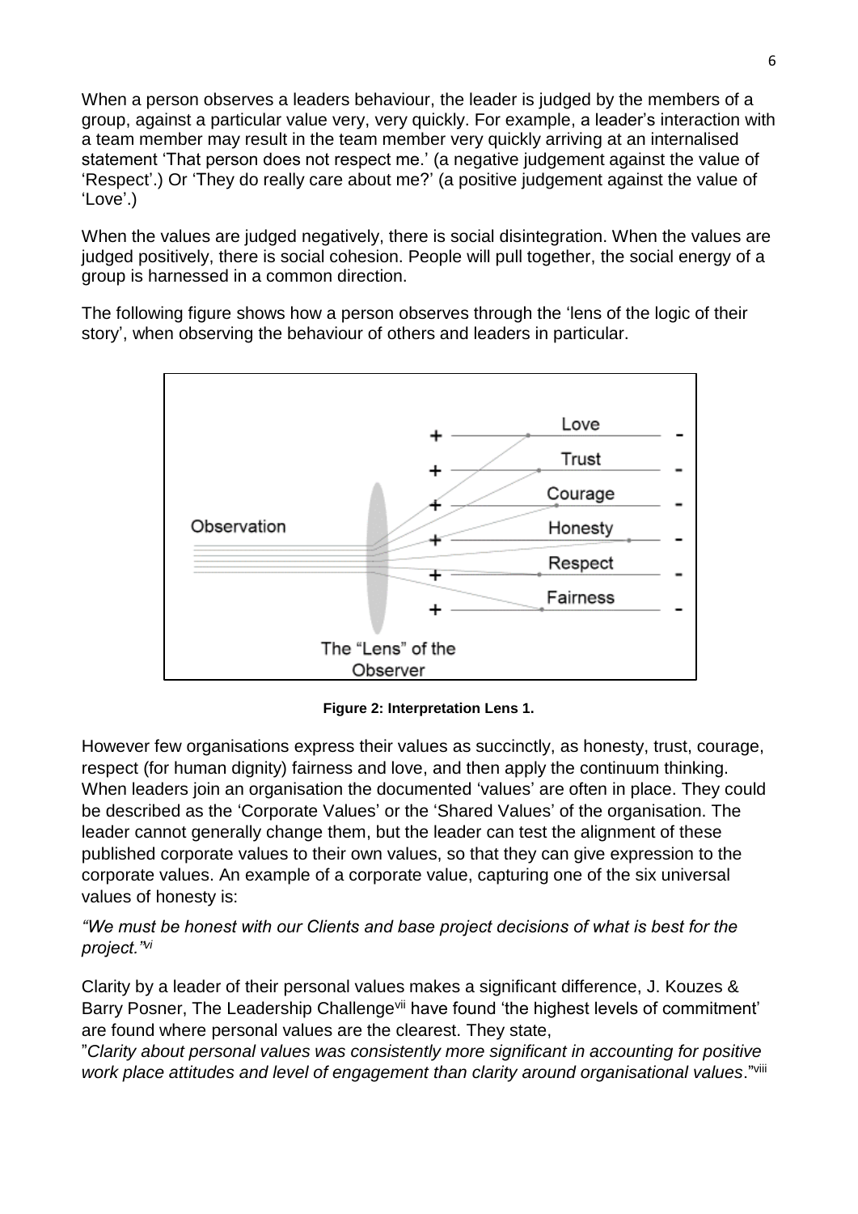When a person observes a leaders behaviour, the leader is judged by the members of a group, against a particular value very, very quickly. For example, a leader's interaction with a team member may result in the team member very quickly arriving at an internalised statement 'That person does not respect me.' (a negative judgement against the value of 'Respect'.) Or 'They do really care about me?' (a positive judgement against the value of 'Love'.)

When the values are judged negatively, there is social disintegration. When the values are judged positively, there is social cohesion. People will pull together, the social energy of a group is harnessed in a common direction.

The following figure shows how a person observes through the 'lens of the logic of their story', when observing the behaviour of others and leaders in particular.

Observation

The "Lens" of the Observer

| + | Love | - |
|---|---|---|
| + | Trust | - |
| + | Courage | - |
| + | Honesty | - |
| + | Respect | - |
| + | Fairness | - |

**Figure 2: Interpretation Lens 1.**

However few organisations express their values as succinctly, as honesty, trust, courage, respect (for human dignity) fairness and love, and then apply the continuum thinking. When leaders join an organisation the documented 'values' are often in place. They could be described as the 'Corporate Values' or the 'Shared Values' of the organisation. The leader cannot generally change them, but the leader can test the alignment of these published corporate values to their own values, so that they can give expression to the corporate values. An example of a corporate value, capturing one of the six universal values of honesty is:

*"We must be honest with our Clients and base project decisions of what is best for the project."*[vi]

Clarity by a leader of their personal values makes a significant difference, J. Kouzes & Barry Posner, The Leadership Challenge[vii] have found 'the highest levels of commitment' are found where personal values are the clearest. They state,

"*Clarity about personal values was consistently more significant in accounting for positive work place attitudes and level of engagement than clarity around organisational values*."[viii]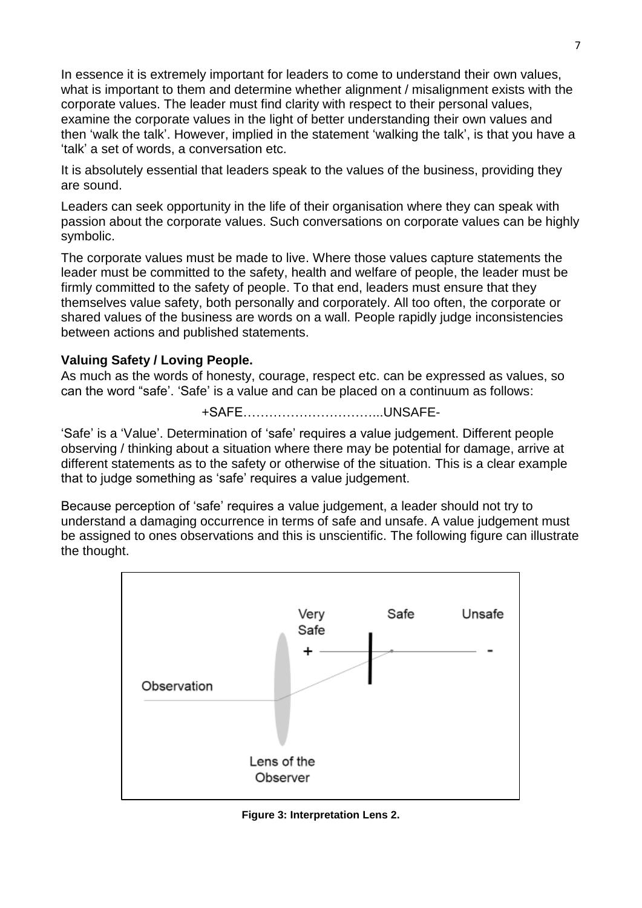In essence it is extremely important for leaders to come to understand their own values, what is important to them and determine whether alignment / misalignment exists with the corporate values. The leader must find clarity with respect to their personal values, examine the corporate values in the light of better understanding their own values and then 'walk the talk'. However, implied in the statement 'walking the talk', is that you have a 'talk' a set of words, a conversation etc.

It is absolutely essential that leaders speak to the values of the business, providing they are sound.

Leaders can seek opportunity in the life of their organisation where they can speak with passion about the corporate values. Such conversations on corporate values can be highly symbolic.

The corporate values must be made to live. Where those values capture statements the leader must be committed to the safety, health and welfare of people, the leader must be firmly committed to the safety of people. To that end, leaders must ensure that they themselves value safety, both personally and corporately. All too often, the corporate or shared values of the business are words on a wall. People rapidly judge inconsistencies between actions and published statements.

**Valuing Safety / Loving People.**

As much as the words of honesty, courage, respect etc. can be expressed as values, so can the word "safe". 'Safe' is a value and can be placed on a continuum as follows:

+SAFE…………………………...UNSAFE-

'Safe' is a 'Value'. Determination of 'safe' requires a value judgement. Different people observing / thinking about a situation where there may be potential for damage, arrive at different statements as to the safety or otherwise of the situation. This is a clear example that to judge something as 'safe' requires a value judgement.

Because perception of 'safe' requires a value judgement, a leader should not try to understand a damaging occurrence in terms of safe and unsafe. A value judgement must be assigned to ones observations and this is unscientific. The following figure can illustrate the thought.

Very Safe + ——— Safe ——— Unsafe -

Observation — Lens of the Observer

**Figure 3: Interpretation Lens 2.**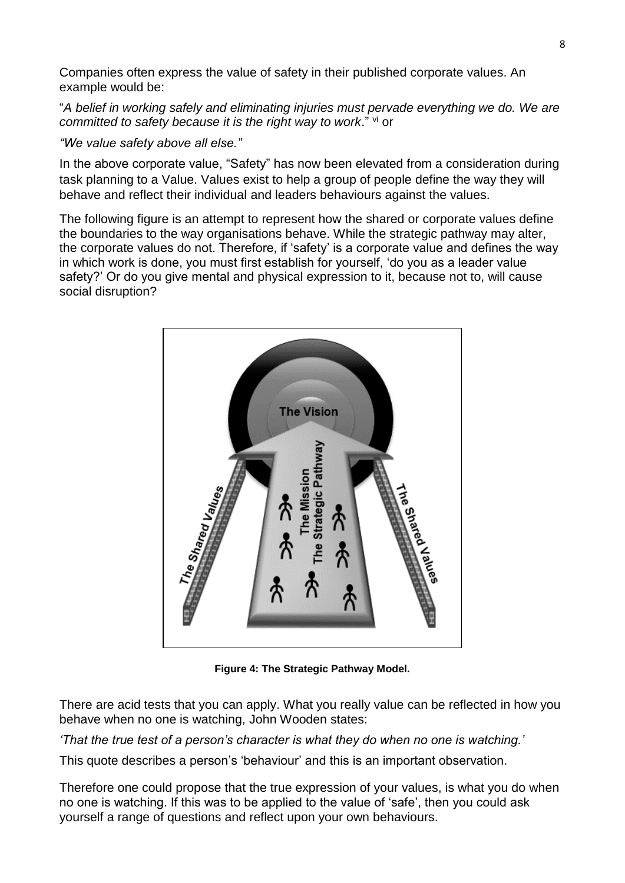Companies often express the value of safety in their published corporate values. An example would be:

"*A belief in working safely and eliminating injuries must pervade everything we do. We are committed to safety because it is the right way to work*." [vi] or

*"We value safety above all else."*

In the above corporate value, "Safety" has now been elevated from a consideration during task planning to a Value. Values exist to help a group of people define the way they will behave and reflect their individual and leaders behaviours against the values.

The following figure is an attempt to represent how the shared or corporate values define the boundaries to the way organisations behave. While the strategic pathway may alter, the corporate values do not. Therefore, if 'safety' is a corporate value and defines the way in which work is done, you must first establish for yourself, 'do you as a leader value safety?' Or do you give mental and physical expression to it, because not to, will cause social disruption?

**Figure 4: The Strategic Pathway Model.**

There are acid tests that you can apply. What you really value can be reflected in how you behave when no one is watching, John Wooden states:

*'That the true test of a person's character is what they do when no one is watching.'*

This quote describes a person's 'behaviour' and this is an important observation.

Therefore one could propose that the true expression of your values, is what you do when no one is watching. If this was to be applied to the value of 'safe', then you could ask yourself a range of questions and reflect upon your own behaviours.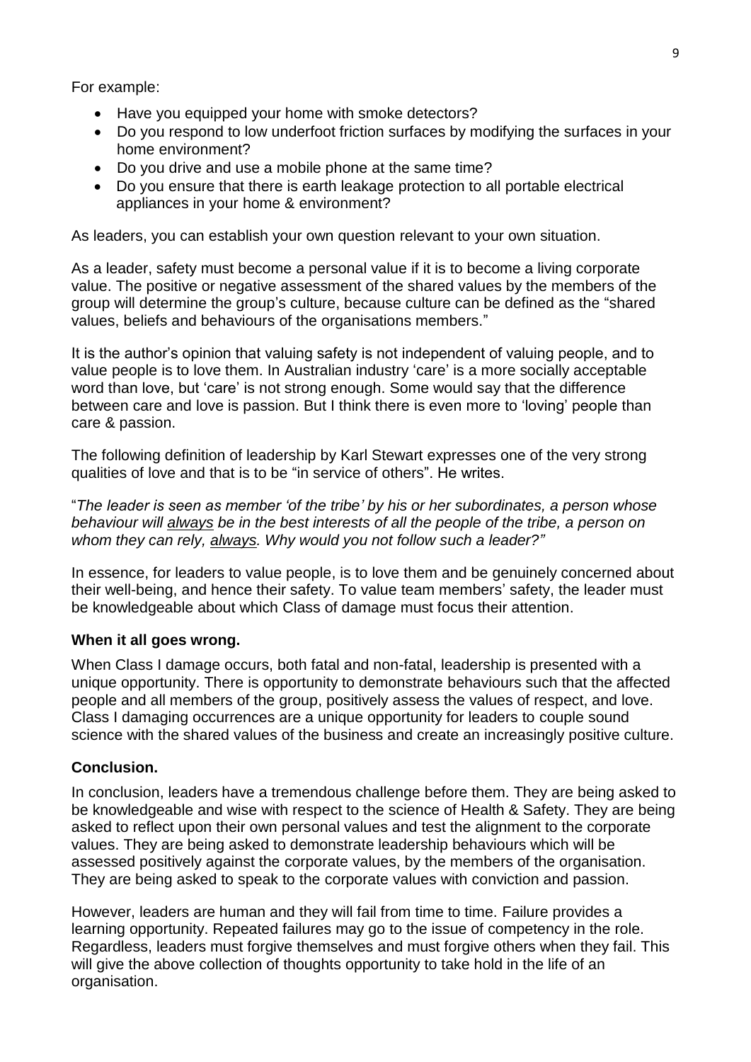For example:

- Have you equipped your home with smoke detectors?
- Do you respond to low underfoot friction surfaces by modifying the surfaces in your home environment?
- Do you drive and use a mobile phone at the same time?
- Do you ensure that there is earth leakage protection to all portable electrical appliances in your home & environment?

As leaders, you can establish your own question relevant to your own situation.

As a leader, safety must become a personal value if it is to become a living corporate value. The positive or negative assessment of the shared values by the members of the group will determine the group's culture, because culture can be defined as the "shared values, beliefs and behaviours of the organisations members."

It is the author's opinion that valuing safety is not independent of valuing people, and to value people is to love them. In Australian industry 'care' is a more socially acceptable word than love, but 'care' is not strong enough. Some would say that the difference between care and love is passion. But I think there is even more to 'loving' people than care & passion.

The following definition of leadership by Karl Stewart expresses one of the very strong qualities of love and that is to be "in service of others". He writes.

"*The leader is seen as member 'of the tribe' by his or her subordinates, a person whose behaviour will <u>always</u> be in the best interests of all the people of the tribe, a person on whom they can rely, <u>always</u>. Why would you not follow such a leader?"*

In essence, for leaders to value people, is to love them and be genuinely concerned about their well-being, and hence their safety. To value team members' safety, the leader must be knowledgeable about which Class of damage must focus their attention.

**When it all goes wrong.**

When Class I damage occurs, both fatal and non-fatal, leadership is presented with a unique opportunity. There is opportunity to demonstrate behaviours such that the affected people and all members of the group, positively assess the values of respect, and love. Class I damaging occurrences are a unique opportunity for leaders to couple sound science with the shared values of the business and create an increasingly positive culture.

**Conclusion.**

In conclusion, leaders have a tremendous challenge before them. They are being asked to be knowledgeable and wise with respect to the science of Health & Safety. They are being asked to reflect upon their own personal values and test the alignment to the corporate values. They are being asked to demonstrate leadership behaviours which will be assessed positively against the corporate values, by the members of the organisation. They are being asked to speak to the corporate values with conviction and passion.

However, leaders are human and they will fail from time to time. Failure provides a learning opportunity. Repeated failures may go to the issue of competency in the role. Regardless, leaders must forgive themselves and must forgive others when they fail. This will give the above collection of thoughts opportunity to take hold in the life of an organisation.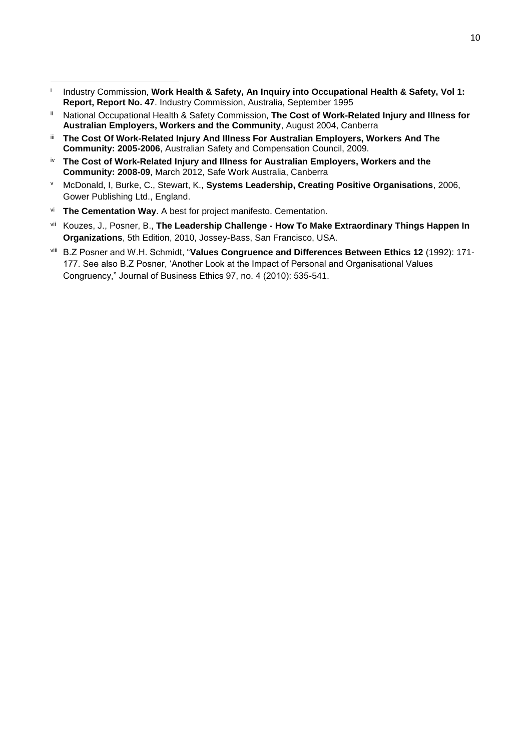[i] Industry Commission, **Work Health & Safety, An Inquiry into Occupational Health & Safety, Vol 1: Report, Report No. 47**. Industry Commission, Australia, September 1995

[ii] National Occupational Health & Safety Commission, **The Cost of Work-Related Injury and Illness for Australian Employers, Workers and the Community**, August 2004, Canberra

[iii] **The Cost Of Work-Related Injury And Illness For Australian Employers, Workers And The Community: 2005-2006**, Australian Safety and Compensation Council, 2009.

[iv] **The Cost of Work-Related Injury and Illness for Australian Employers, Workers and the Community: 2008-09**, March 2012, Safe Work Australia, Canberra

[v] McDonald, I, Burke, C., Stewart, K., **Systems Leadership, Creating Positive Organisations**, 2006, Gower Publishing Ltd., England.

[vi] **The Cementation Way**. A best for project manifesto. Cementation.

[vii] Kouzes, J., Posner, B., **The Leadership Challenge - How To Make Extraordinary Things Happen In Organizations**, 5th Edition, 2010, Jossey-Bass, San Francisco, USA.

[viii] B.Z Posner and W.H. Schmidt, "**Values Congruence and Differences Between Ethics 12** (1992): 171-177. See also B.Z Posner, 'Another Look at the Impact of Personal and Organisational Values Congruency," Journal of Business Ethics 97, no. 4 (2010): 535-541.